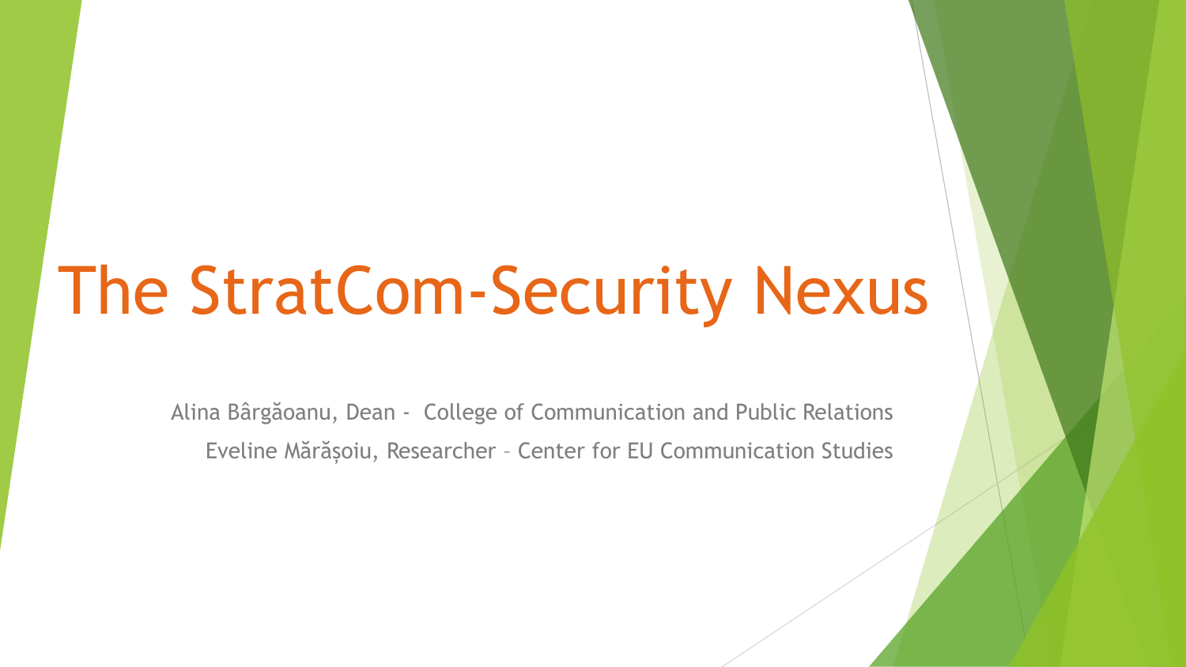# The StratCom-Security Nexus

Alina Bârgăoanu, Dean - College of Communication and Public Relations

Eveline Mărășoiu, Researcher – Center for EU Communication Studies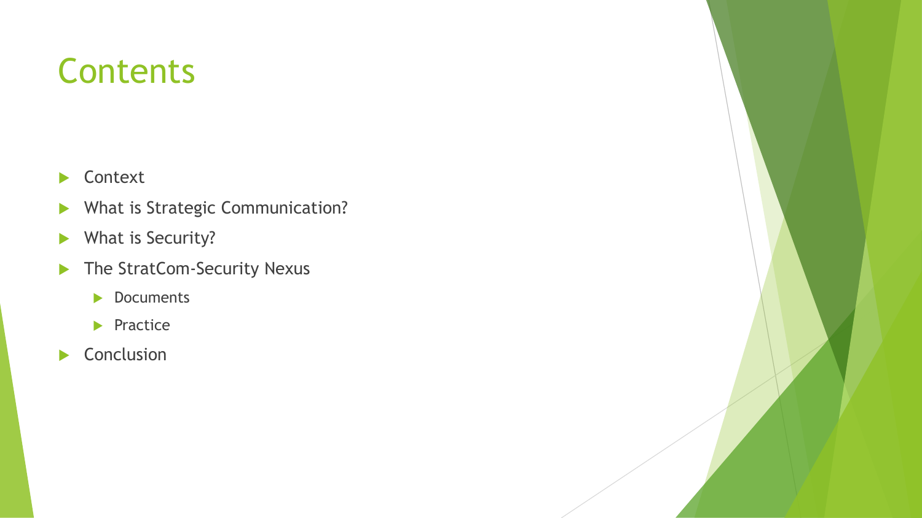# Contents

- Context
- What is Strategic Communication?
- What is Security?
- The StratCom-Security Nexus
  - Documents
  - Practice
- Conclusion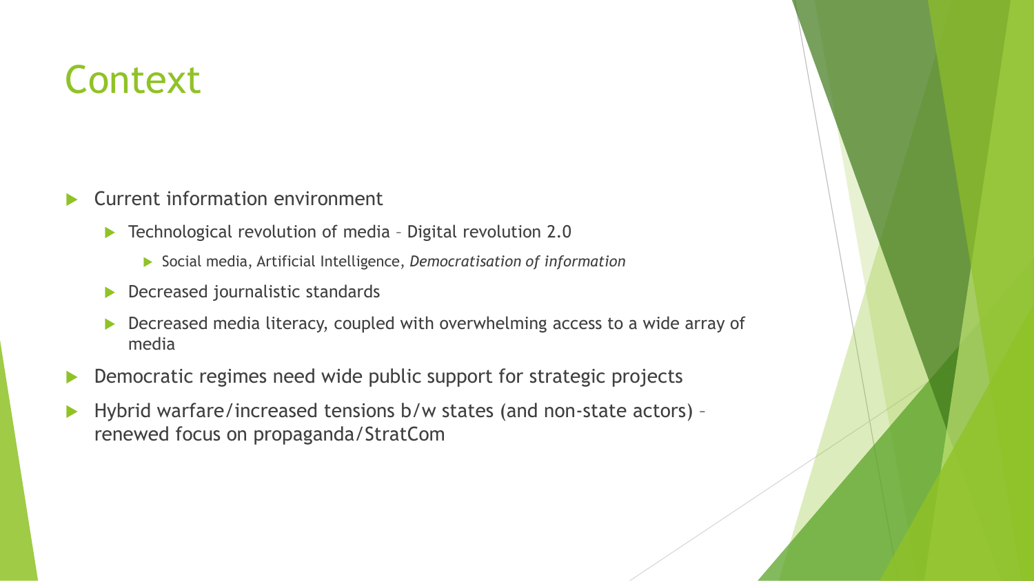# Context

- Current information environment
  - Technological revolution of media – Digital revolution 2.0
    - Social media, Artificial Intelligence, *Democratisation of information*
  - Decreased journalistic standards
  - Decreased media literacy, coupled with overwhelming access to a wide array of media
- Democratic regimes need wide public support for strategic projects
- Hybrid warfare/increased tensions b/w states (and non-state actors) – renewed focus on propaganda/StratCom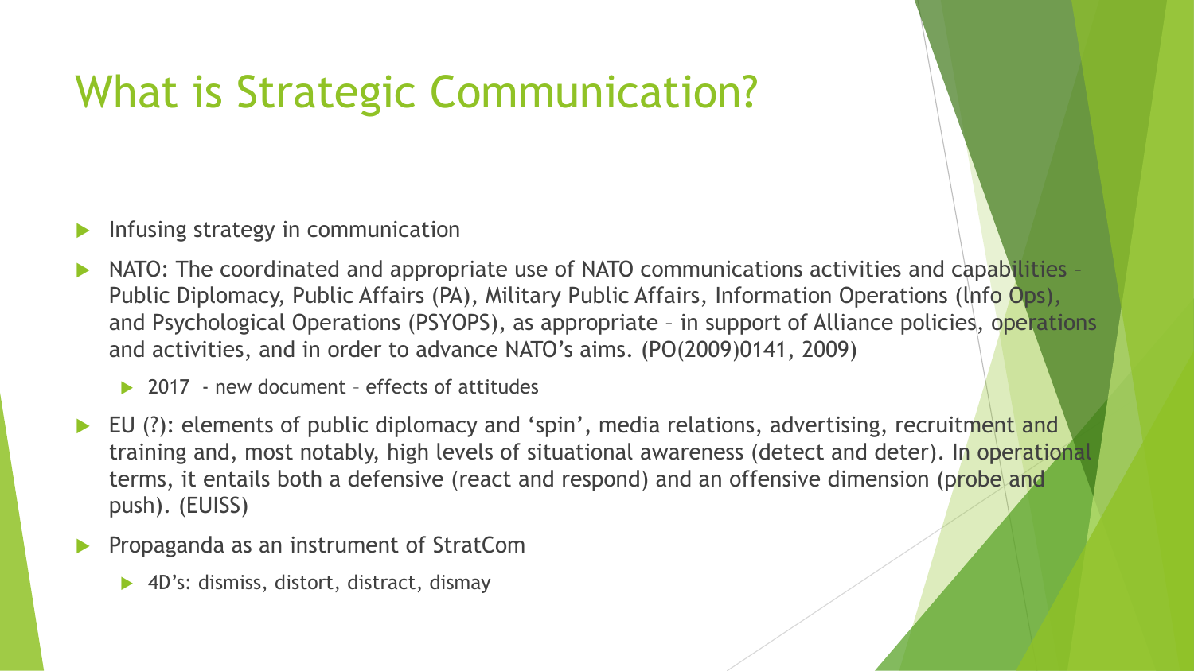# What is Strategic Communication?

- Infusing strategy in communication
- NATO: The coordinated and appropriate use of NATO communications activities and capabilities – Public Diplomacy, Public Affairs (PA), Military Public Affairs, Information Operations (Info Ops), and Psychological Operations (PSYOPS), as appropriate – in support of Alliance policies, operations and activities, and in order to advance NATO's aims. (PO(2009)0141, 2009)
  - 2017 - new document – effects of attitudes
- EU (?): elements of public diplomacy and 'spin', media relations, advertising, recruitment and training and, most notably, high levels of situational awareness (detect and deter). In operational terms, it entails both a defensive (react and respond) and an offensive dimension (probe and push). (EUISS)
- Propaganda as an instrument of StratCom
  - 4D's: dismiss, distort, distract, dismay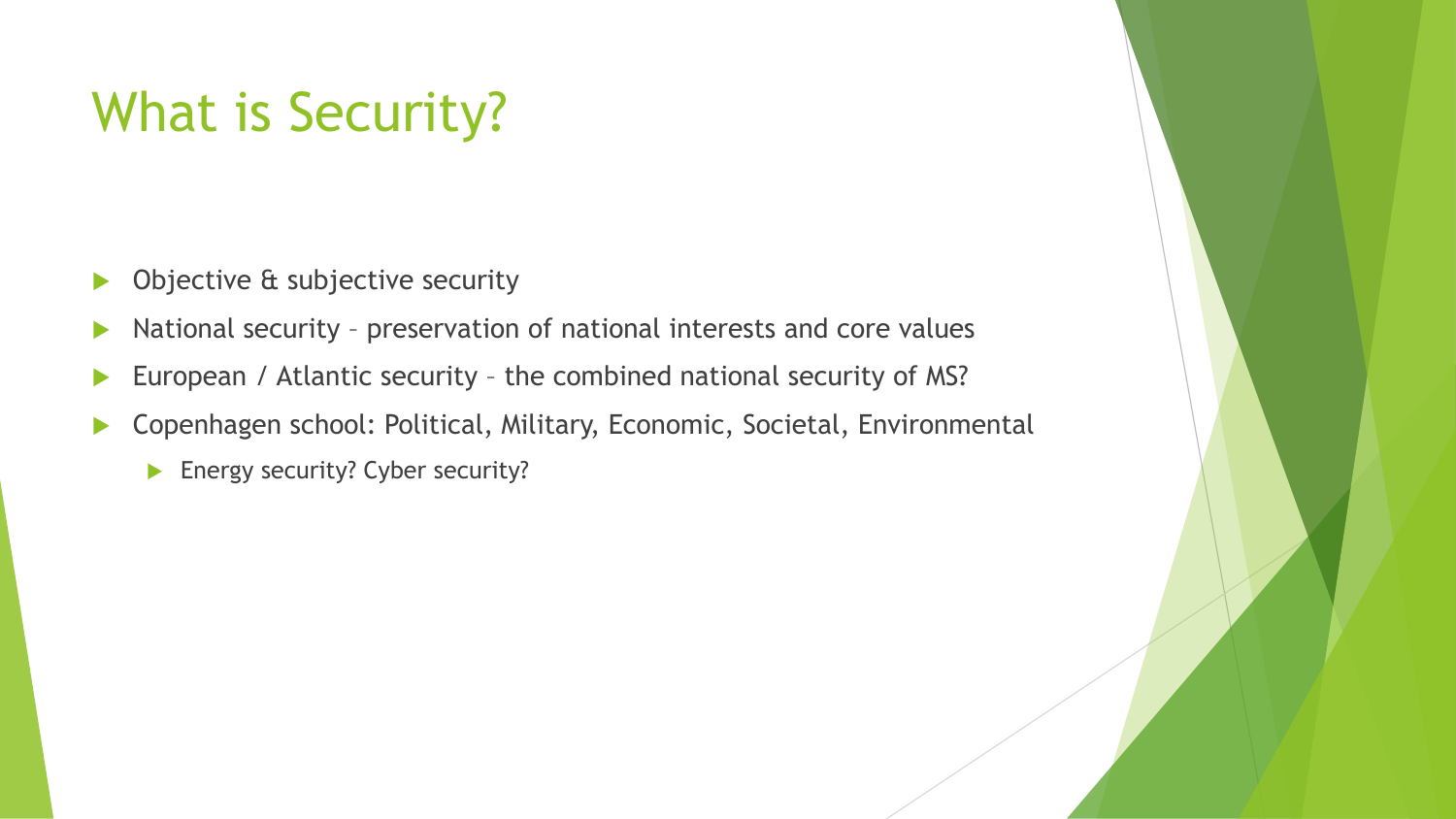# What is Security?

- Objective & subjective security
- National security – preservation of national interests and core values
- European / Atlantic security – the combined national security of MS?
- Copenhagen school: Political, Military, Economic, Societal, Environmental
  - Energy security? Cyber security?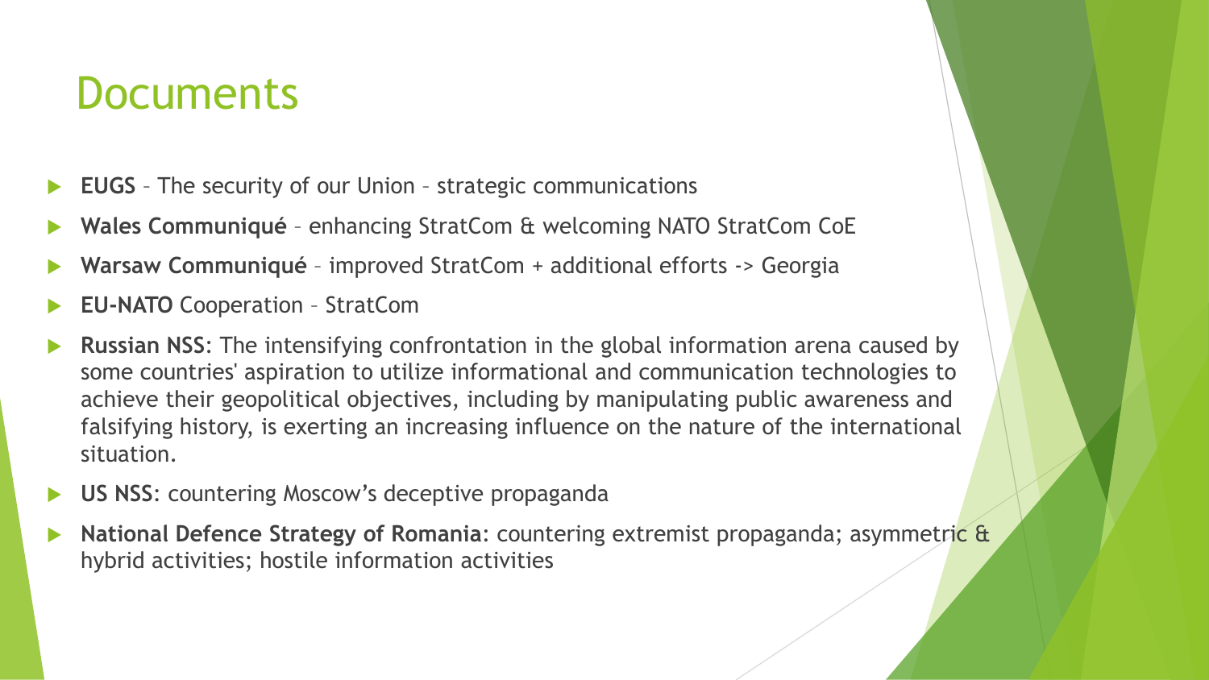# Documents

- **EUGS** – The security of our Union – strategic communications
- **Wales Communiqué** – enhancing StratCom & welcoming NATO StratCom CoE
- **Warsaw Communiqué** – improved StratCom + additional efforts -> Georgia
- **EU-NATO** Cooperation – StratCom
- **Russian NSS**: The intensifying confrontation in the global information arena caused by some countries' aspiration to utilize informational and communication technologies to achieve their geopolitical objectives, including by manipulating public awareness and falsifying history, is exerting an increasing influence on the nature of the international situation.
- **US NSS**: countering Moscow's deceptive propaganda
- **National Defence Strategy of Romania**: countering extremist propaganda; asymmetric & hybrid activities; hostile information activities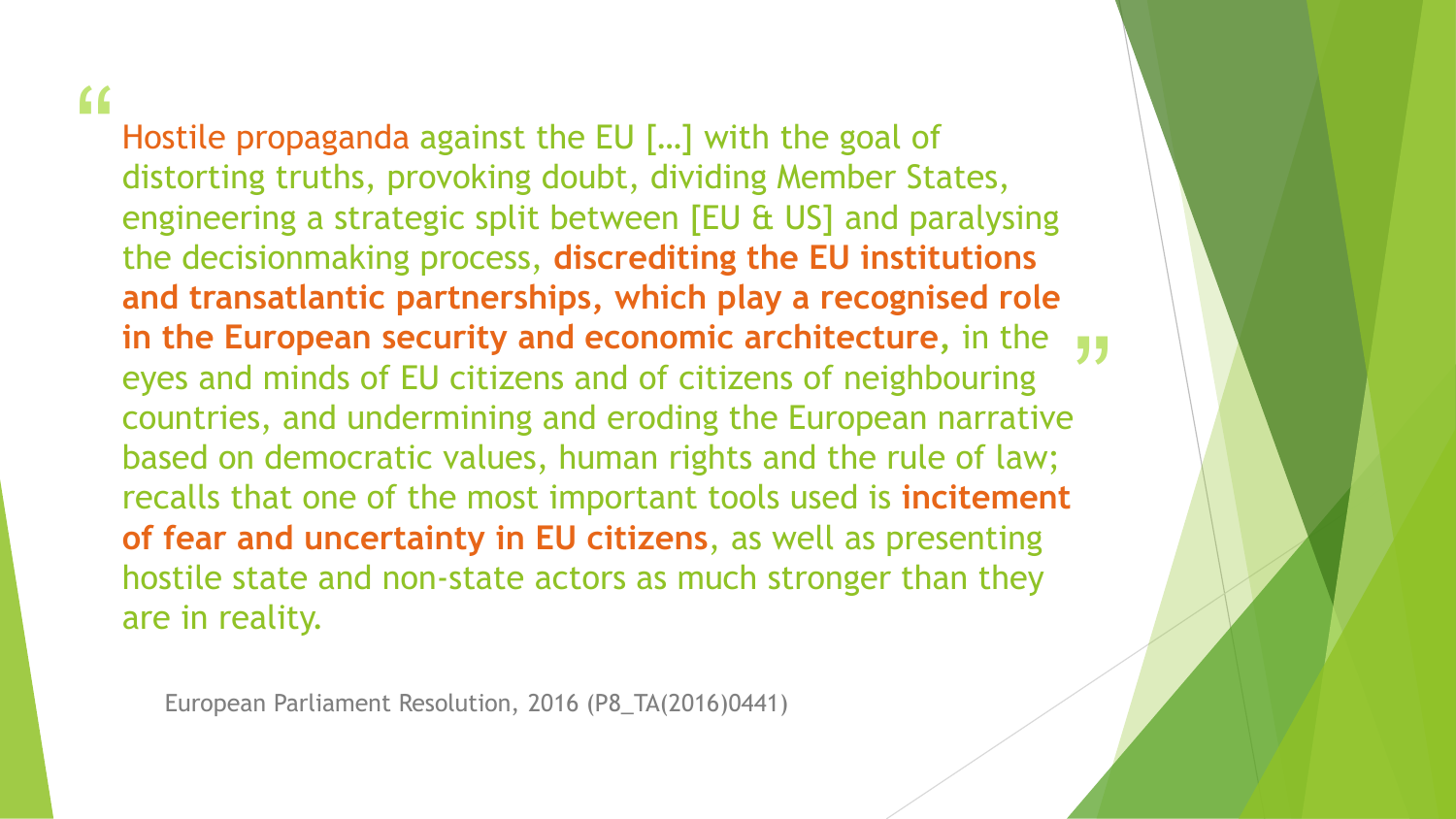> "Hostile propaganda against the EU […] with the goal of distorting truths, provoking doubt, dividing Member States, engineering a strategic split between [EU & US] and paralysing the decisionmaking process, **discrediting the EU institutions and transatlantic partnerships, which play a recognised role in the European security and economic architecture**, in the eyes and minds of EU citizens and of citizens of neighbouring countries, and undermining and eroding the European narrative based on democratic values, human rights and the rule of law; recalls that one of the most important tools used is **incitement of fear and uncertainty in EU citizens**, as well as presenting hostile state and non-state actors as much stronger than they are in reality."

European Parliament Resolution, 2016 (P8_TA(2016)0441)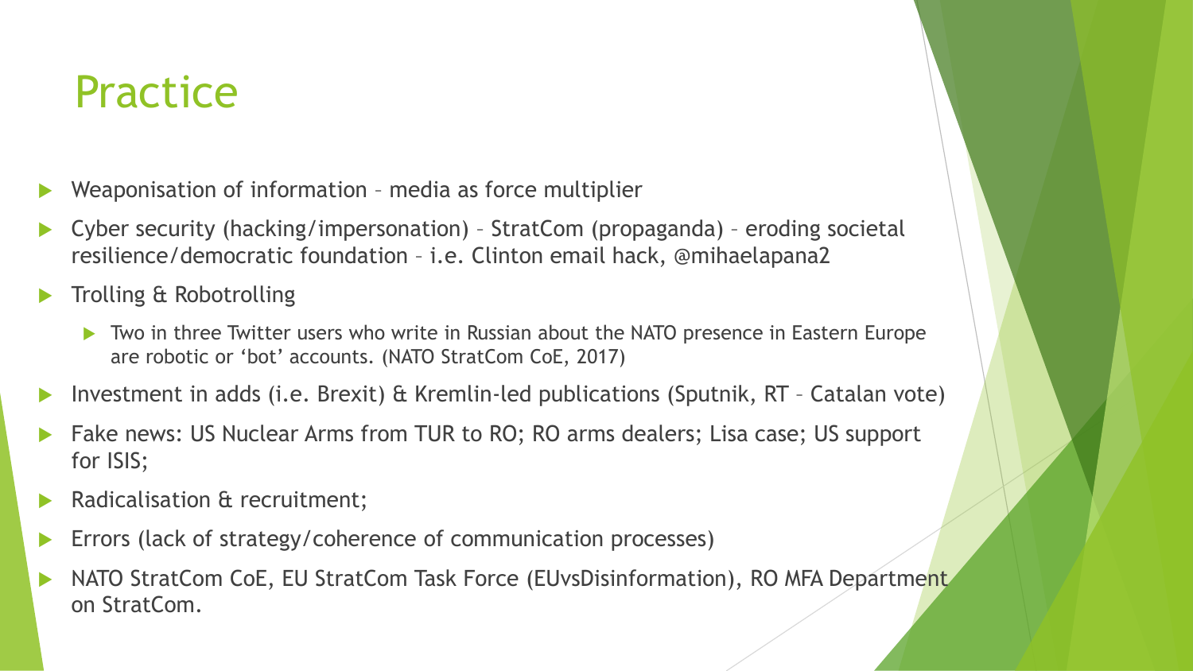# Practice

- Weaponisation of information – media as force multiplier
- Cyber security (hacking/impersonation) – StratCom (propaganda) – eroding societal resilience/democratic foundation – i.e. Clinton email hack, @mihaelapana2
- Trolling & Robotrolling
  - Two in three Twitter users who write in Russian about the NATO presence in Eastern Europe are robotic or 'bot' accounts. (NATO StratCom CoE, 2017)
- Investment in adds (i.e. Brexit) & Kremlin-led publications (Sputnik, RT – Catalan vote)
- Fake news: US Nuclear Arms from TUR to RO; RO arms dealers; Lisa case; US support for ISIS;
- Radicalisation & recruitment;
- Errors (lack of strategy/coherence of communication processes)
- NATO StratCom CoE, EU StratCom Task Force (EUvsDisinformation), RO MFA Department on StratCom.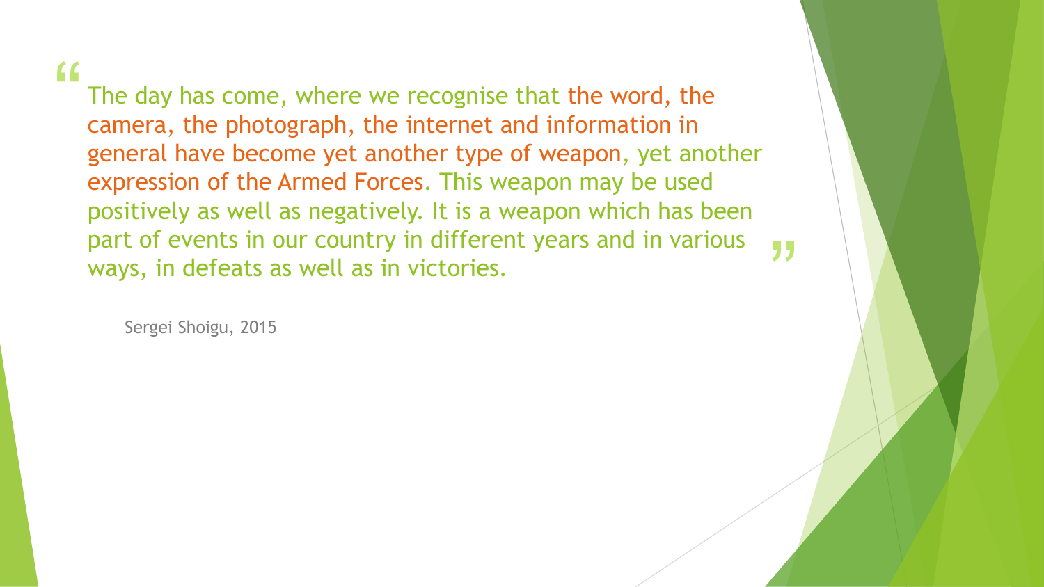> The day has come, where we recognise that the word, the camera, the photograph, the internet and information in general have become yet another type of weapon, yet another expression of the Armed Forces. This weapon may be used positively as well as negatively. It is a weapon which has been part of events in our country in different years and in various ways, in defeats as well as in victories.

Sergei Shoigu, 2015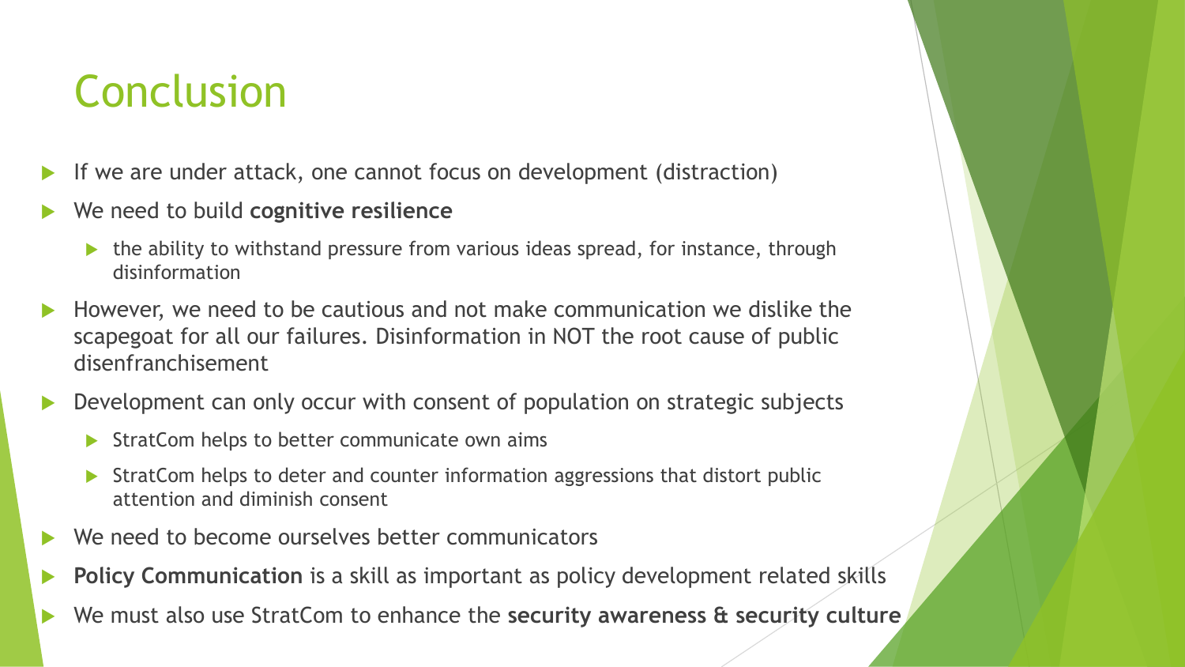# Conclusion

- If we are under attack, one cannot focus on development (distraction)
- We need to build **cognitive resilience**
  - the ability to withstand pressure from various ideas spread, for instance, through disinformation
- However, we need to be cautious and not make communication we dislike the scapegoat for all our failures. Disinformation in NOT the root cause of public disenfranchisement
- Development can only occur with consent of population on strategic subjects
  - StratCom helps to better communicate own aims
  - StratCom helps to deter and counter information aggressions that distort public attention and diminish consent
- We need to become ourselves better communicators
- **Policy Communication** is a skill as important as policy development related skills
- We must also use StratCom to enhance the **security awareness & security culture**